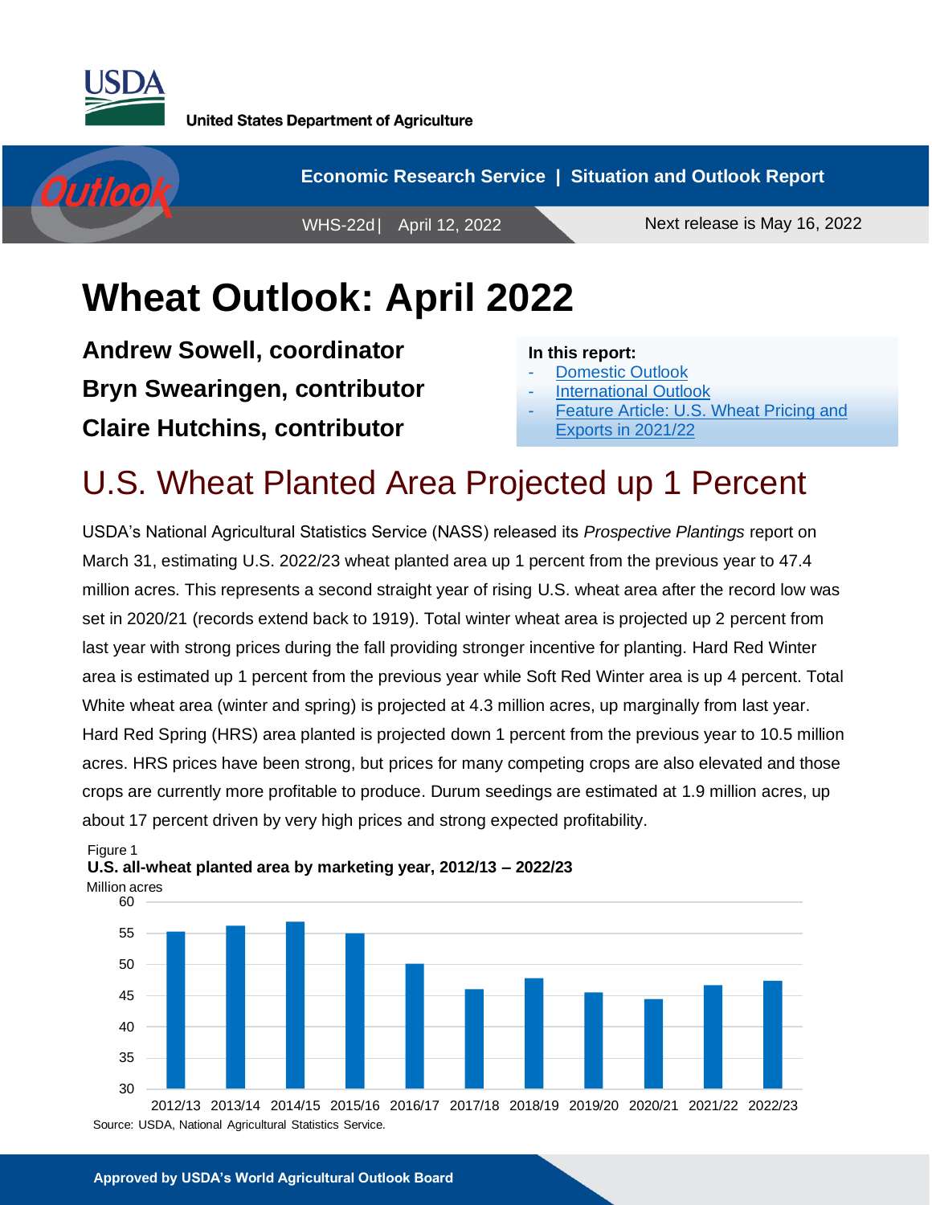United States Department of Agriculture

Economic Research Service | Situation and Outlook Report

WHS-22d | April 12, 2022

Next release is May 16, 2022

# Wheat Outlook: April 2022

**Andrew Sowell, coordinator**
**Bryn Swearingen, contributor**
**Claire Hutchins, contributor**

**In this report:**
- Domestic Outlook
- International Outlook
- Feature Article: U.S. Wheat Pricing and Exports in 2021/22

## U.S. Wheat Planted Area Projected up 1 Percent

USDA's National Agricultural Statistics Service (NASS) released its *Prospective Plantings* report on March 31, estimating U.S. 2022/23 wheat planted area up 1 percent from the previous year to 47.4 million acres. This represents a second straight year of rising U.S. wheat area after the record low was set in 2020/21 (records extend back to 1919). Total winter wheat area is projected up 2 percent from last year with strong prices during the fall providing stronger incentive for planting. Hard Red Winter area is estimated up 1 percent from the previous year while Soft Red Winter area is up 4 percent. Total White wheat area (winter and spring) is projected at 4.3 million acres, up marginally from last year. Hard Red Spring (HRS) area planted is projected down 1 percent from the previous year to 10.5 million acres. HRS prices have been strong, but prices for many competing crops are also elevated and those crops are currently more profitable to produce. Durum seedings are estimated at 1.9 million acres, up about 17 percent driven by very high prices and strong expected profitability.

Figure 1
**U.S. all-wheat planted area by marketing year, 2012/13 – 2022/23**

Source: USDA, National Agricultural Statistics Service.

**Approved by USDA's World Agricultural Outlook Board**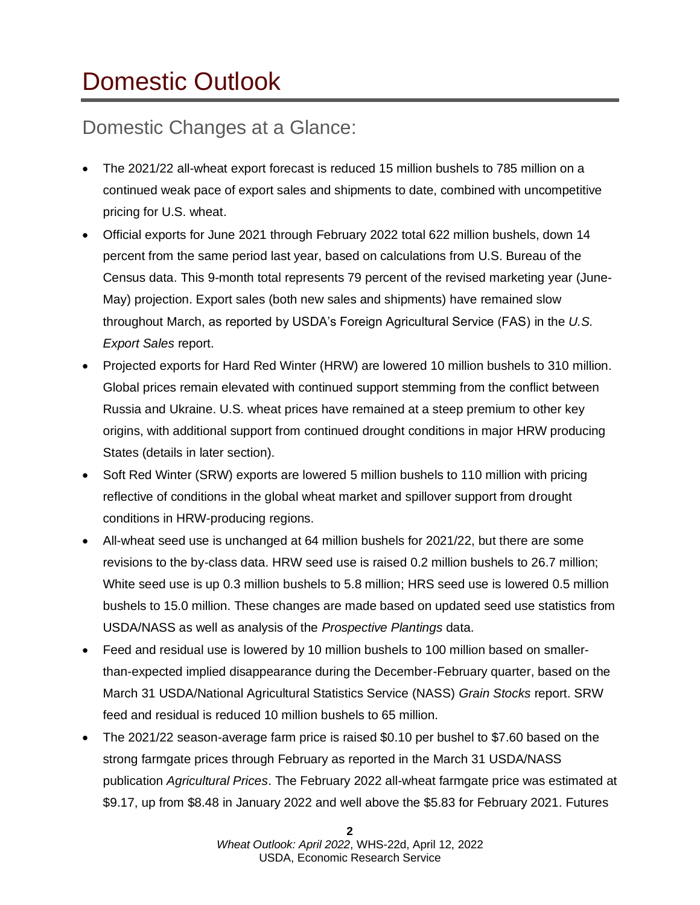# Domestic Outlook

## Domestic Changes at a Glance:

- The 2021/22 all-wheat export forecast is reduced 15 million bushels to 785 million on a continued weak pace of export sales and shipments to date, combined with uncompetitive pricing for U.S. wheat.
- Official exports for June 2021 through February 2022 total 622 million bushels, down 14 percent from the same period last year, based on calculations from U.S. Bureau of the Census data. This 9-month total represents 79 percent of the revised marketing year (June-May) projection. Export sales (both new sales and shipments) have remained slow throughout March, as reported by USDA's Foreign Agricultural Service (FAS) in the *U.S. Export Sales* report.
- Projected exports for Hard Red Winter (HRW) are lowered 10 million bushels to 310 million. Global prices remain elevated with continued support stemming from the conflict between Russia and Ukraine. U.S. wheat prices have remained at a steep premium to other key origins, with additional support from continued drought conditions in major HRW producing States (details in later section).
- Soft Red Winter (SRW) exports are lowered 5 million bushels to 110 million with pricing reflective of conditions in the global wheat market and spillover support from drought conditions in HRW-producing regions.
- All-wheat seed use is unchanged at 64 million bushels for 2021/22, but there are some revisions to the by-class data. HRW seed use is raised 0.2 million bushels to 26.7 million; White seed use is up 0.3 million bushels to 5.8 million; HRS seed use is lowered 0.5 million bushels to 15.0 million. These changes are made based on updated seed use statistics from USDA/NASS as well as analysis of the *Prospective Plantings* data.
- Feed and residual use is lowered by 10 million bushels to 100 million based on smaller-than-expected implied disappearance during the December-February quarter, based on the March 31 USDA/National Agricultural Statistics Service (NASS) *Grain Stocks* report. SRW feed and residual is reduced 10 million bushels to 65 million.
- The 2021/22 season-average farm price is raised $0.10 per bushel to $7.60 based on the strong farmgate prices through February as reported in the March 31 USDA/NASS publication *Agricultural Prices*. The February 2022 all-wheat farmgate price was estimated at $9.17, up from $8.48 in January 2022 and well above the $5.83 for February 2021. Futures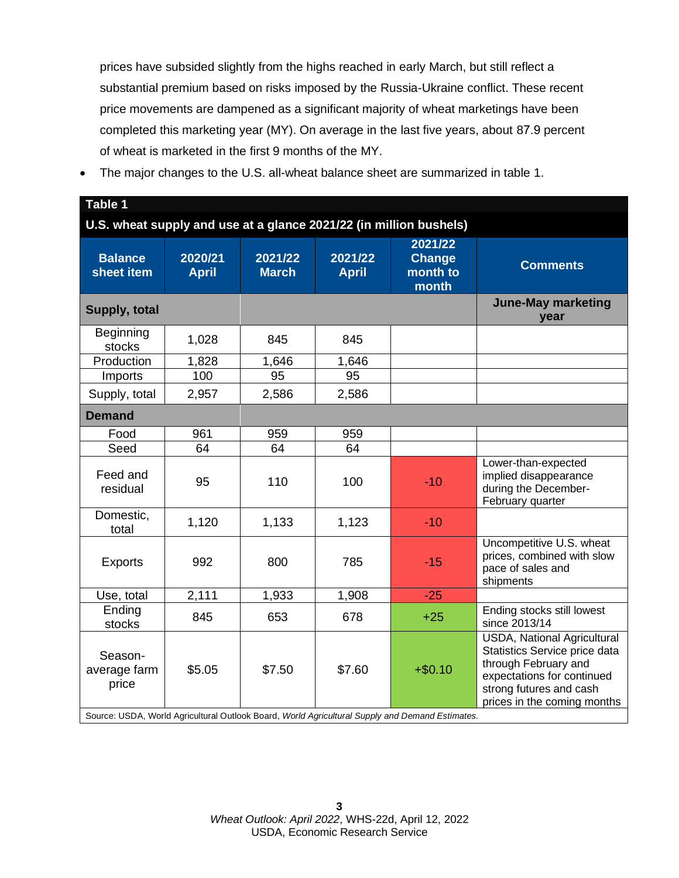prices have subsided slightly from the highs reached in early March, but still reflect a substantial premium based on risks imposed by the Russia-Ukraine conflict. These recent price movements are dampened as a significant majority of wheat marketings have been completed this marketing year (MY). On average in the last five years, about 87.9 percent of wheat is marketed in the first 9 months of the MY.

- The major changes to the U.S. all-wheat balance sheet are summarized in table 1.

**Table 1**

**U.S. wheat supply and use at a glance 2021/22 (in million bushels)**

| Balance sheet item | 2020/21 April | 2021/22 March | 2021/22 April | 2021/22 Change month to month | Comments |
|---|---|---|---|---|---|
| **Supply, total** | | | | | **June-May marketing year** |
| Beginning stocks | 1,028 | 845 | 845 | | |
| Production | 1,828 | 1,646 | 1,646 | | |
| Imports | 100 | 95 | 95 | | |
| Supply, total | 2,957 | 2,586 | 2,586 | | |
| **Demand** | | | | | |
| Food | 961 | 959 | 959 | | |
| Seed | 64 | 64 | 64 | | |
| Feed and residual | 95 | 110 | 100 | -10 | Lower-than-expected implied disappearance during the December-February quarter |
| Domestic, total | 1,120 | 1,133 | 1,123 | -10 | |
| Exports | 992 | 800 | 785 | -15 | Uncompetitive U.S. wheat prices, combined with slow pace of sales and shipments |
| Use, total | 2,111 | 1,933 | 1,908 | -25 | |
| Ending stocks | 845 | 653 | 678 | +25 | Ending stocks still lowest since 2013/14 |
| Season-average farm price | $5.05 | $7.50 | $7.60 | +$0.10 | USDA, National Agricultural Statistics Service price data through February and expectations for continued strong futures and cash prices in the coming months |

Source: USDA, World Agricultural Outlook Board, *World Agricultural Supply and Demand Estimates.*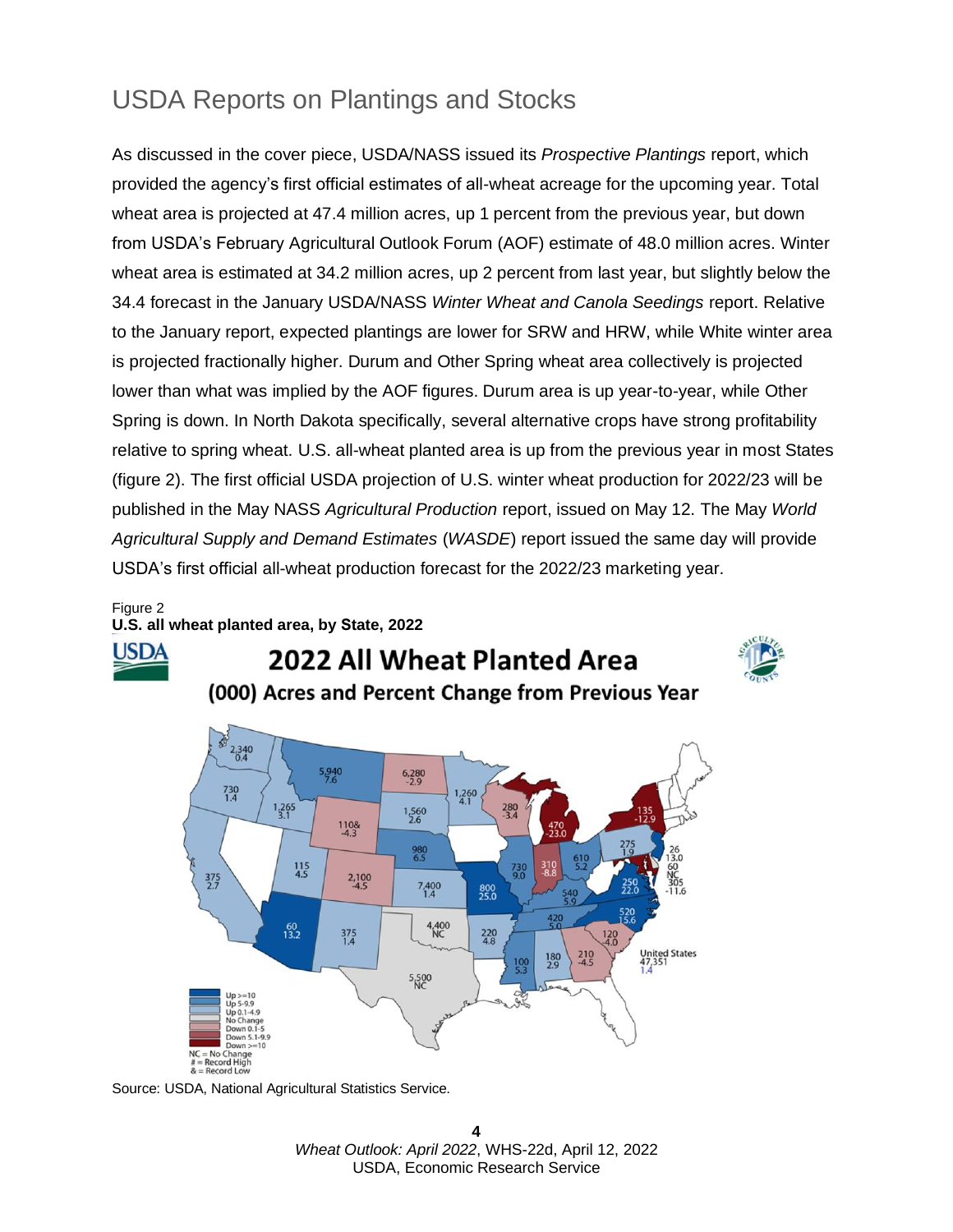# USDA Reports on Plantings and Stocks

As discussed in the cover piece, USDA/NASS issued its *Prospective Plantings* report, which provided the agency's first official estimates of all-wheat acreage for the upcoming year. Total wheat area is projected at 47.4 million acres, up 1 percent from the previous year, but down from USDA's February Agricultural Outlook Forum (AOF) estimate of 48.0 million acres. Winter wheat area is estimated at 34.2 million acres, up 2 percent from last year, but slightly below the 34.4 forecast in the January USDA/NASS *Winter Wheat and Canola Seedings* report. Relative to the January report, expected plantings are lower for SRW and HRW, while White winter area is projected fractionally higher. Durum and Other Spring wheat area collectively is projected lower than what was implied by the AOF figures. Durum area is up year-to-year, while Other Spring is down. In North Dakota specifically, several alternative crops have strong profitability relative to spring wheat. U.S. all-wheat planted area is up from the previous year in most States (figure 2). The first official USDA projection of U.S. winter wheat production for 2022/23 will be published in the May NASS *Agricultural Production* report, issued on May 12. The May *World Agricultural Supply and Demand Estimates* (*WASDE*) report issued the same day will provide USDA's first official all-wheat production forecast for the 2022/23 marketing year.

Figure 2
**U.S. all wheat planted area, by State, 2022**

Source: USDA, National Agricultural Statistics Service.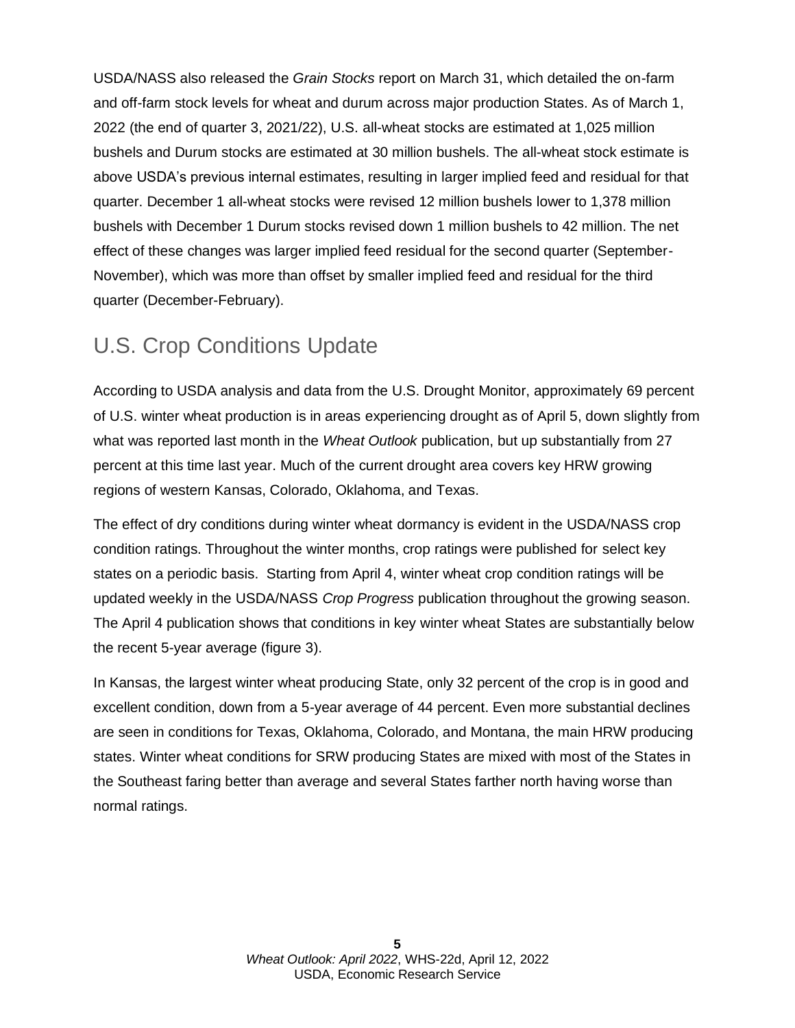USDA/NASS also released the *Grain Stocks* report on March 31, which detailed the on-farm and off-farm stock levels for wheat and durum across major production States. As of March 1, 2022 (the end of quarter 3, 2021/22), U.S. all-wheat stocks are estimated at 1,025 million bushels and Durum stocks are estimated at 30 million bushels. The all-wheat stock estimate is above USDA's previous internal estimates, resulting in larger implied feed and residual for that quarter. December 1 all-wheat stocks were revised 12 million bushels lower to 1,378 million bushels with December 1 Durum stocks revised down 1 million bushels to 42 million. The net effect of these changes was larger implied feed residual for the second quarter (September-November), which was more than offset by smaller implied feed and residual for the third quarter (December-February).

## U.S. Crop Conditions Update

According to USDA analysis and data from the U.S. Drought Monitor, approximately 69 percent of U.S. winter wheat production is in areas experiencing drought as of April 5, down slightly from what was reported last month in the *Wheat Outlook* publication, but up substantially from 27 percent at this time last year. Much of the current drought area covers key HRW growing regions of western Kansas, Colorado, Oklahoma, and Texas.

The effect of dry conditions during winter wheat dormancy is evident in the USDA/NASS crop condition ratings. Throughout the winter months, crop ratings were published for select key states on a periodic basis. Starting from April 4, winter wheat crop condition ratings will be updated weekly in the USDA/NASS *Crop Progress* publication throughout the growing season. The April 4 publication shows that conditions in key winter wheat States are substantially below the recent 5-year average (figure 3).

In Kansas, the largest winter wheat producing State, only 32 percent of the crop is in good and excellent condition, down from a 5-year average of 44 percent. Even more substantial declines are seen in conditions for Texas, Oklahoma, Colorado, and Montana, the main HRW producing states. Winter wheat conditions for SRW producing States are mixed with most of the States in the Southeast faring better than average and several States farther north having worse than normal ratings.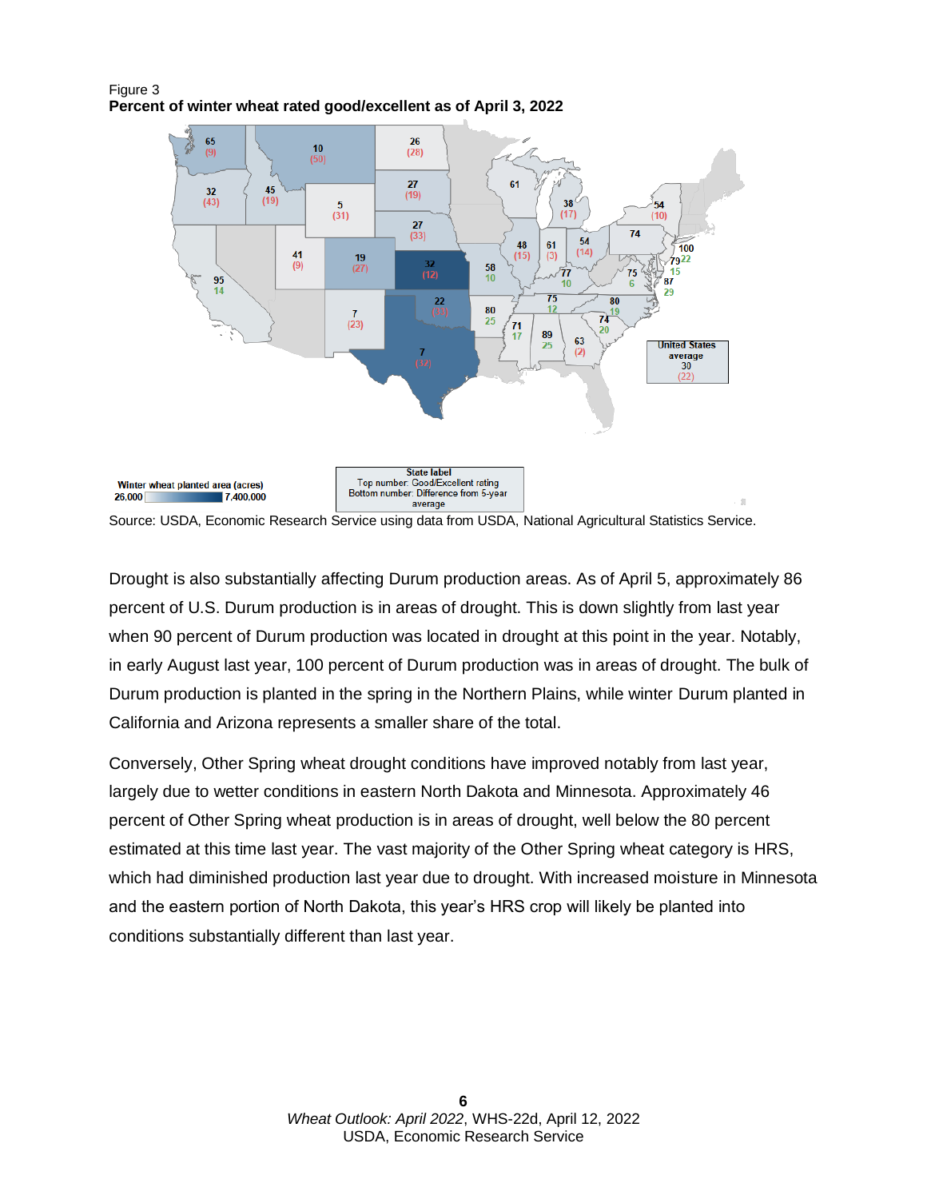Figure 3
**Percent of winter wheat rated good/excellent as of April 3, 2022**

Source: USDA, Economic Research Service using data from USDA, National Agricultural Statistics Service.

Drought is also substantially affecting Durum production areas. As of April 5, approximately 86 percent of U.S. Durum production is in areas of drought. This is down slightly from last year when 90 percent of Durum production was located in drought at this point in the year. Notably, in early August last year, 100 percent of Durum production was in areas of drought. The bulk of Durum production is planted in the spring in the Northern Plains, while winter Durum planted in California and Arizona represents a smaller share of the total.

Conversely, Other Spring wheat drought conditions have improved notably from last year, largely due to wetter conditions in eastern North Dakota and Minnesota. Approximately 46 percent of Other Spring wheat production is in areas of drought, well below the 80 percent estimated at this time last year. The vast majority of the Other Spring wheat category is HRS, which had diminished production last year due to drought. With increased moisture in Minnesota and the eastern portion of North Dakota, this year's HRS crop will likely be planted into conditions substantially different than last year.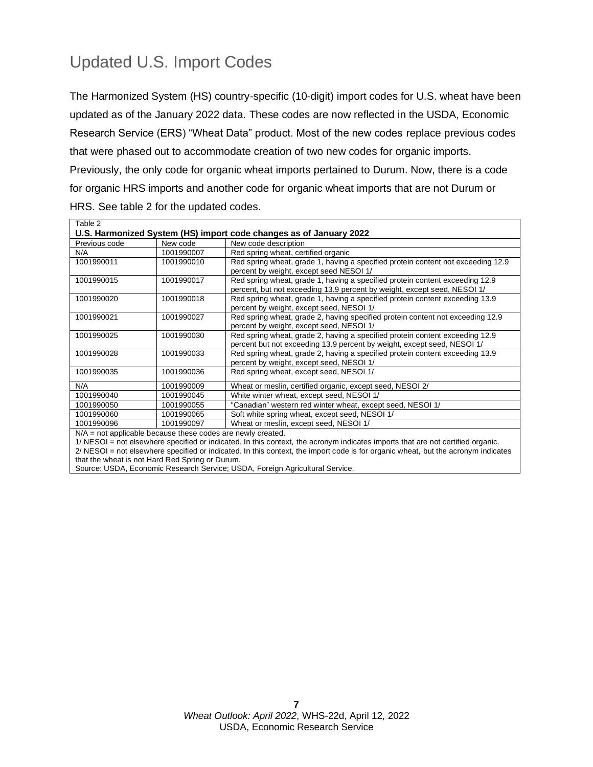## Updated U.S. Import Codes

The Harmonized System (HS) country-specific (10-digit) import codes for U.S. wheat have been updated as of the January 2022 data. These codes are now reflected in the USDA, Economic Research Service (ERS) "Wheat Data" product. Most of the new codes replace previous codes that were phased out to accommodate creation of two new codes for organic imports. Previously, the only code for organic wheat imports pertained to Durum. Now, there is a code for organic HRS imports and another code for organic wheat imports that are not Durum or HRS. See table 2 for the updated codes.

Table 2

**U.S. Harmonized System (HS) import code changes as of January 2022**

| Previous code | New code | New code description |
|---|---|---|
| N/A | 1001990007 | Red spring wheat, certified organic |
| 1001990011 | 1001990010 | Red spring wheat, grade 1, having a specified protein content not exceeding 12.9 percent by weight, except seed NESOI 1/ |
| 1001990015 | 1001990017 | Red spring wheat, grade 1, having a specified protein content exceeding 12.9 percent, but not exceeding 13.9 percent by weight, except seed, NESOI 1/ |
| 1001990020 | 1001990018 | Red spring wheat, grade 1, having a specified protein content exceeding 13.9 percent by weight, except seed, NESOI 1/ |
| 1001990021 | 1001990027 | Red spring wheat, grade 2, having specified protein content not exceeding 12.9 percent by weight, except seed, NESOI 1/ |
| 1001990025 | 1001990030 | Red spring wheat, grade 2, having a specified protein content exceeding 12.9 percent but not exceeding 13.9 percent by weight, except seed, NESOI 1/ |
| 1001990028 | 1001990033 | Red spring wheat, grade 2, having a specified protein content exceeding 13.9 percent by weight, except seed, NESOI 1/ |
| 1001990035 | 1001990036 | Red spring wheat, except seed, NESOI 1/ |
| N/A | 1001990009 | Wheat or meslin, certified organic, except seed, NESOI 2/ |
| 1001990040 | 1001990045 | White winter wheat, except seed, NESOI 1/ |
| 1001990050 | 1001990055 | "Canadian" western red winter wheat, except seed, NESOI 1/ |
| 1001990060 | 1001990065 | Soft white spring wheat, except seed, NESOI 1/ |
| 1001990096 | 1001990097 | Wheat or meslin, except seed, NESOI 1/ |

N/A = not applicable because these codes are newly created.

1/ NESOI = not elsewhere specified or indicated. In this context, the acronym indicates imports that are not certified organic.

2/ NESOI = not elsewhere specified or indicated. In this context, the import code is for organic wheat, but the acronym indicates that the wheat is not Hard Red Spring or Durum.

Source: USDA, Economic Research Service; USDA, Foreign Agricultural Service.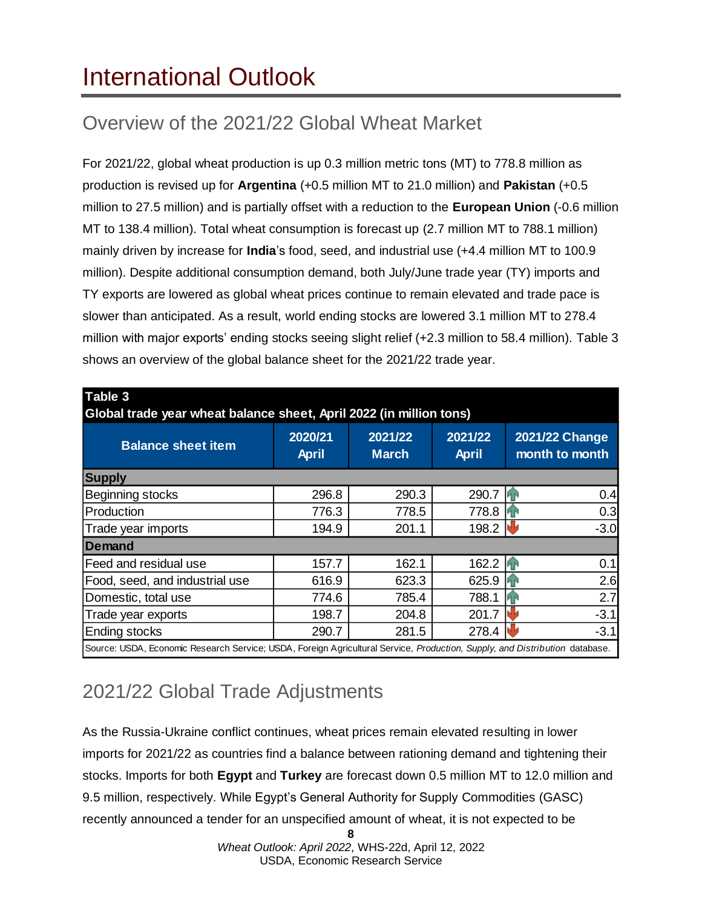# International Outlook

## Overview of the 2021/22 Global Wheat Market

For 2021/22, global wheat production is up 0.3 million metric tons (MT) to 778.8 million as production is revised up for **Argentina** (+0.5 million MT to 21.0 million) and **Pakistan** (+0.5 million to 27.5 million) and is partially offset with a reduction to the **European Union** (-0.6 million MT to 138.4 million). Total wheat consumption is forecast up (2.7 million MT to 788.1 million) mainly driven by increase for **India**'s food, seed, and industrial use (+4.4 million MT to 100.9 million). Despite additional consumption demand, both July/June trade year (TY) imports and TY exports are lowered as global wheat prices continue to remain elevated and trade pace is slower than anticipated. As a result, world ending stocks are lowered 3.1 million MT to 278.4 million with major exports' ending stocks seeing slight relief (+2.3 million to 58.4 million). Table 3 shows an overview of the global balance sheet for the 2021/22 trade year.

**Table 3**
**Global trade year wheat balance sheet, April 2022 (in million tons)**

| Balance sheet item | 2020/21 April | 2021/22 March | 2021/22 April | 2021/22 Change month to month |
|---|---|---|---|---|
| **Supply** | | | | |
| Beginning stocks | 296.8 | 290.3 | 290.7 | 0.4 |
| Production | 776.3 | 778.5 | 778.8 | 0.3 |
| Trade year imports | 194.9 | 201.1 | 198.2 | -3.0 |
| **Demand** | | | | |
| Feed and residual use | 157.7 | 162.1 | 162.2 | 0.1 |
| Food, seed, and industrial use | 616.9 | 623.3 | 625.9 | 2.6 |
| Domestic, total use | 774.6 | 785.4 | 788.1 | 2.7 |
| Trade year exports | 198.7 | 204.8 | 201.7 | -3.1 |
| Ending stocks | 290.7 | 281.5 | 278.4 | -3.1 |

Source: USDA, Economic Research Service; USDA, Foreign Agricultural Service, *Production, Supply, and Distribution* database.

## 2021/22 Global Trade Adjustments

As the Russia-Ukraine conflict continues, wheat prices remain elevated resulting in lower imports for 2021/22 as countries find a balance between rationing demand and tightening their stocks. Imports for both **Egypt** and **Turkey** are forecast down 0.5 million MT to 12.0 million and 9.5 million, respectively. While Egypt's General Authority for Supply Commodities (GASC) recently announced a tender for an unspecified amount of wheat, it is not expected to be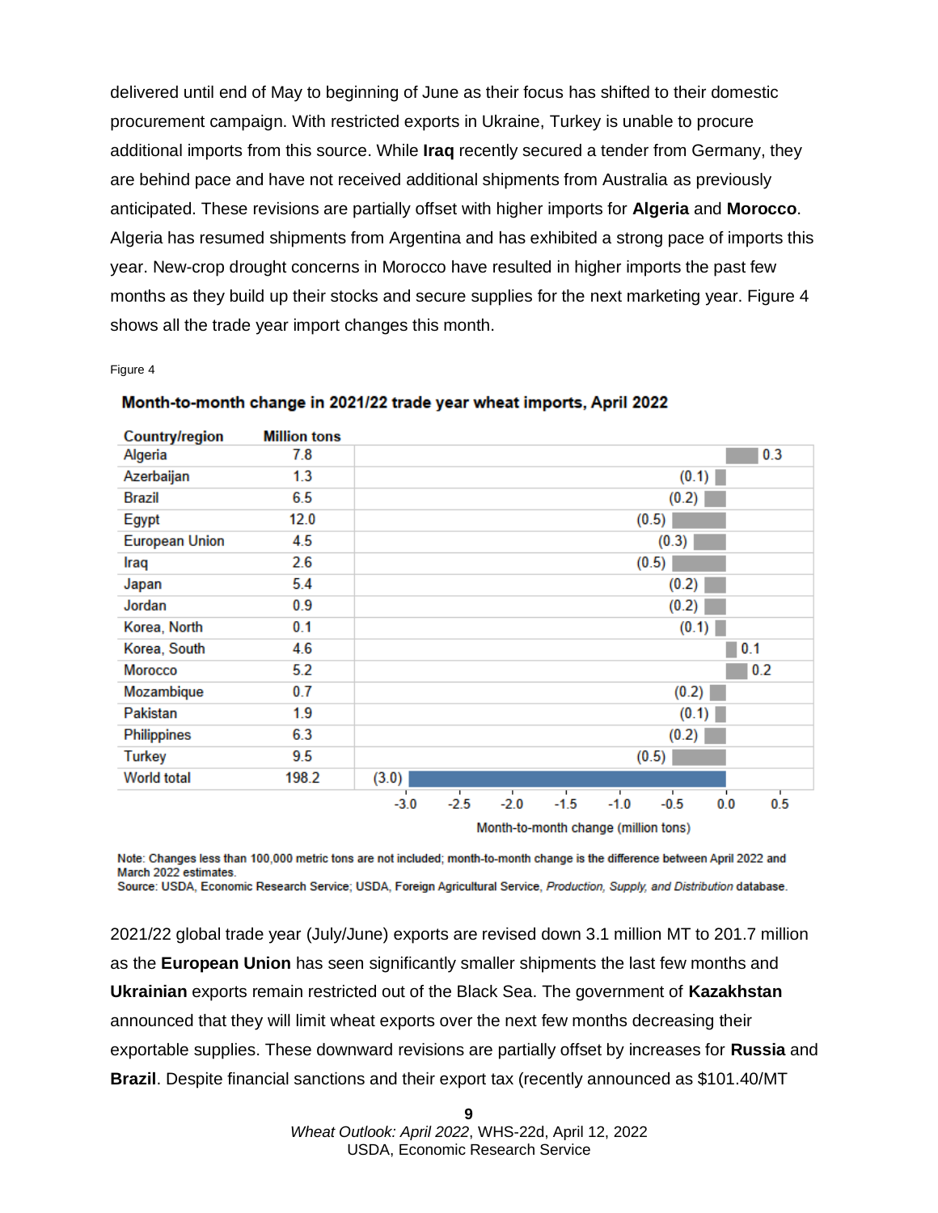delivered until end of May to beginning of June as their focus has shifted to their domestic procurement campaign. With restricted exports in Ukraine, Turkey is unable to procure additional imports from this source. While **Iraq** recently secured a tender from Germany, they are behind pace and have not received additional shipments from Australia as previously anticipated. These revisions are partially offset with higher imports for **Algeria** and **Morocco**. Algeria has resumed shipments from Argentina and has exhibited a strong pace of imports this year. New-crop drought concerns in Morocco have resulted in higher imports the past few months as they build up their stocks and secure supplies for the next marketing year. Figure 4 shows all the trade year import changes this month.

Figure 4

**Month-to-month change in 2021/22 trade year wheat imports, April 2022**

| Country/region | Million tons | Month-to-month change (million tons) |
|---|---|---|
| Algeria | 7.8 | 0.3 |
| Azerbaijan | 1.3 | (0.1) |
| Brazil | 6.5 | (0.2) |
| Egypt | 12.0 | (0.5) |
| European Union | 4.5 | (0.3) |
| Iraq | 2.6 | (0.5) |
| Japan | 5.4 | (0.2) |
| Jordan | 0.9 | (0.2) |
| Korea, North | 0.1 | (0.1) |
| Korea, South | 4.6 | 0.1 |
| Morocco | 5.2 | 0.2 |
| Mozambique | 0.7 | (0.2) |
| Pakistan | 1.9 | (0.1) |
| Philippines | 6.3 | (0.2) |
| Turkey | 9.5 | (0.5) |
| World total | 198.2 | (3.0) |

Note: Changes less than 100,000 metric tons are not included; month-to-month change is the difference between April 2022 and March 2022 estimates.
Source: USDA, Economic Research Service; USDA, Foreign Agricultural Service, *Production, Supply, and Distribution* database.

2021/22 global trade year (July/June) exports are revised down 3.1 million MT to 201.7 million as the **European Union** has seen significantly smaller shipments the last few months and **Ukrainian** exports remain restricted out of the Black Sea. The government of **Kazakhstan** announced that they will limit wheat exports over the next few months decreasing their exportable supplies. These downward revisions are partially offset by increases for **Russia** and **Brazil**. Despite financial sanctions and their export tax (recently announced as $101.40/MT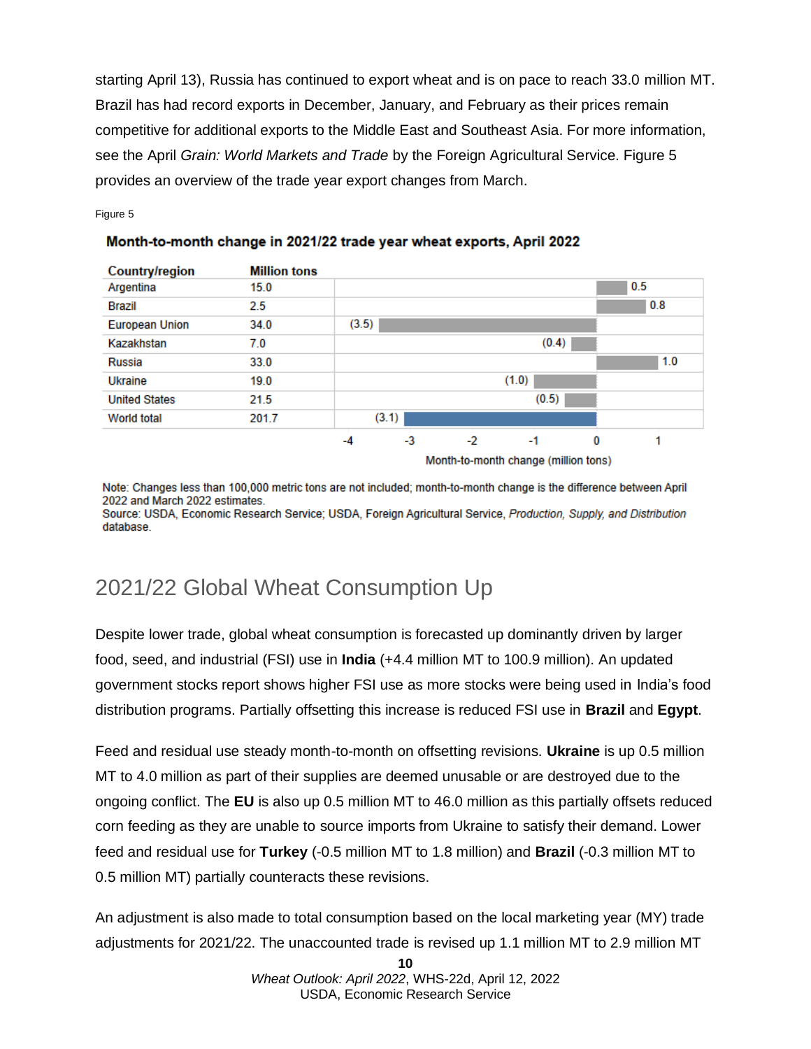starting April 13), Russia has continued to export wheat and is on pace to reach 33.0 million MT. Brazil has had record exports in December, January, and February as their prices remain competitive for additional exports to the Middle East and Southeast Asia. For more information, see the April *Grain: World Markets and Trade* by the Foreign Agricultural Service. Figure 5 provides an overview of the trade year export changes from March.

Figure 5

**Month-to-month change in 2021/22 trade year wheat exports, April 2022**

| Country/region | Million tons | Month-to-month change (million tons) |
|---|---|---|
| Argentina | 15.0 | 0.5 |
| Brazil | 2.5 | 0.8 |
| European Union | 34.0 | (3.5) |
| Kazakhstan | 7.0 | (0.4) |
| Russia | 33.0 | 1.0 |
| Ukraine | 19.0 | (1.0) |
| United States | 21.5 | (0.5) |
| World total | 201.7 | (3.1) |

Note: Changes less than 100,000 metric tons are not included; month-to-month change is the difference between April 2022 and March 2022 estimates.
Source: USDA, Economic Research Service; USDA, Foreign Agricultural Service, *Production, Supply, and Distribution* database.

## 2021/22 Global Wheat Consumption Up

Despite lower trade, global wheat consumption is forecasted up dominantly driven by larger food, seed, and industrial (FSI) use in **India** (+4.4 million MT to 100.9 million). An updated government stocks report shows higher FSI use as more stocks were being used in India's food distribution programs. Partially offsetting this increase is reduced FSI use in **Brazil** and **Egypt**.

Feed and residual use steady month-to-month on offsetting revisions. **Ukraine** is up 0.5 million MT to 4.0 million as part of their supplies are deemed unusable or are destroyed due to the ongoing conflict. The **EU** is also up 0.5 million MT to 46.0 million as this partially offsets reduced corn feeding as they are unable to source imports from Ukraine to satisfy their demand. Lower feed and residual use for **Turkey** (-0.5 million MT to 1.8 million) and **Brazil** (-0.3 million MT to 0.5 million MT) partially counteracts these revisions.

An adjustment is also made to total consumption based on the local marketing year (MY) trade adjustments for 2021/22. The unaccounted trade is revised up 1.1 million MT to 2.9 million MT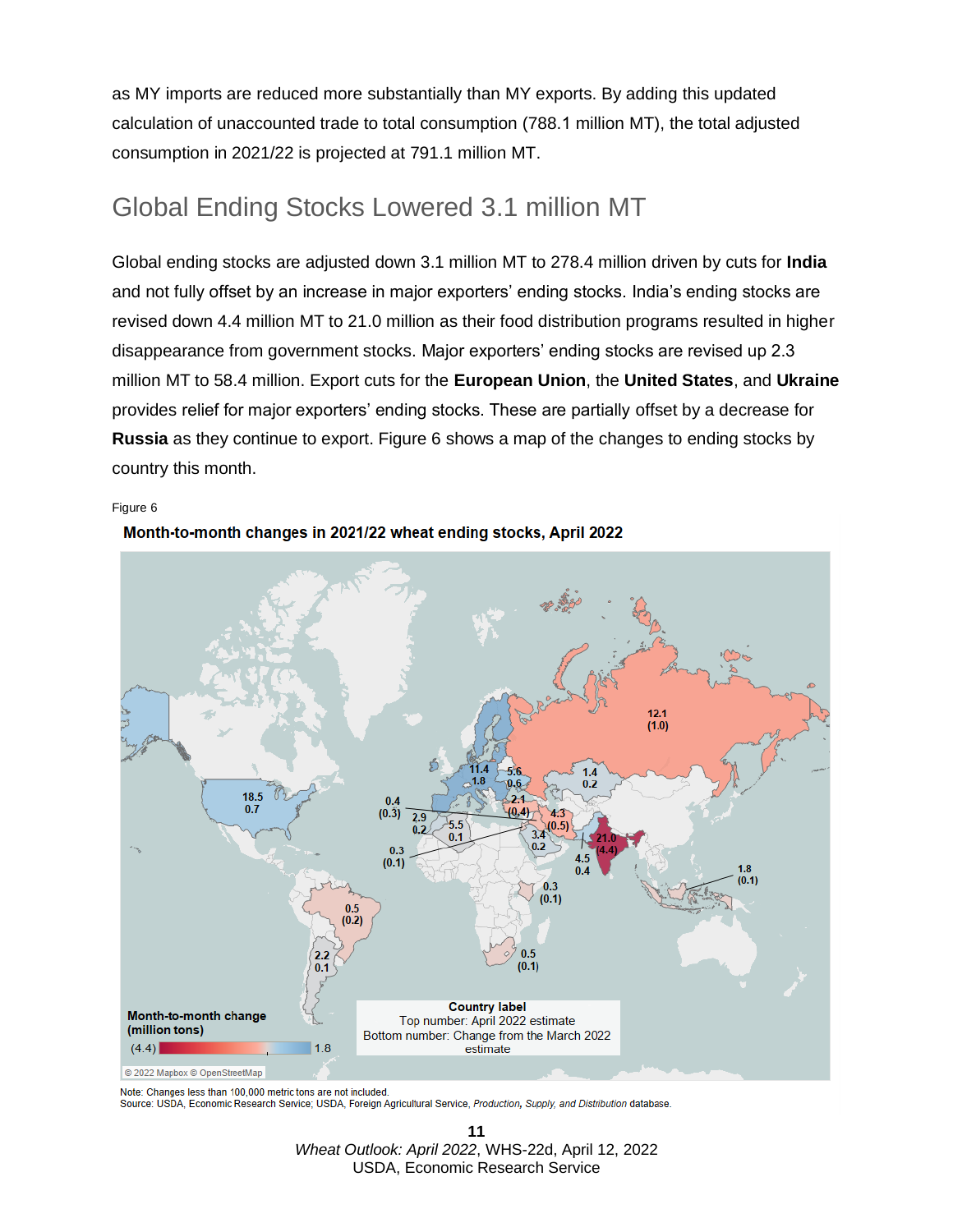as MY imports are reduced more substantially than MY exports. By adding this updated calculation of unaccounted trade to total consumption (788.1 million MT), the total adjusted consumption in 2021/22 is projected at 791.1 million MT.

## Global Ending Stocks Lowered 3.1 million MT

Global ending stocks are adjusted down 3.1 million MT to 278.4 million driven by cuts for **India** and not fully offset by an increase in major exporters' ending stocks. India's ending stocks are revised down 4.4 million MT to 21.0 million as their food distribution programs resulted in higher disappearance from government stocks. Major exporters' ending stocks are revised up 2.3 million MT to 58.4 million. Export cuts for the **European Union**, the **United States**, and **Ukraine** provides relief for major exporters' ending stocks. These are partially offset by a decrease for **Russia** as they continue to export. Figure 6 shows a map of the changes to ending stocks by country this month.

Figure 6

**Month-to-month changes in 2021/22 wheat ending stocks, April 2022**

Note: Changes less than 100,000 metric tons are not included.
Source: USDA, Economic Research Service; USDA, Foreign Agricultural Service, *Production, Supply, and Distribution* database.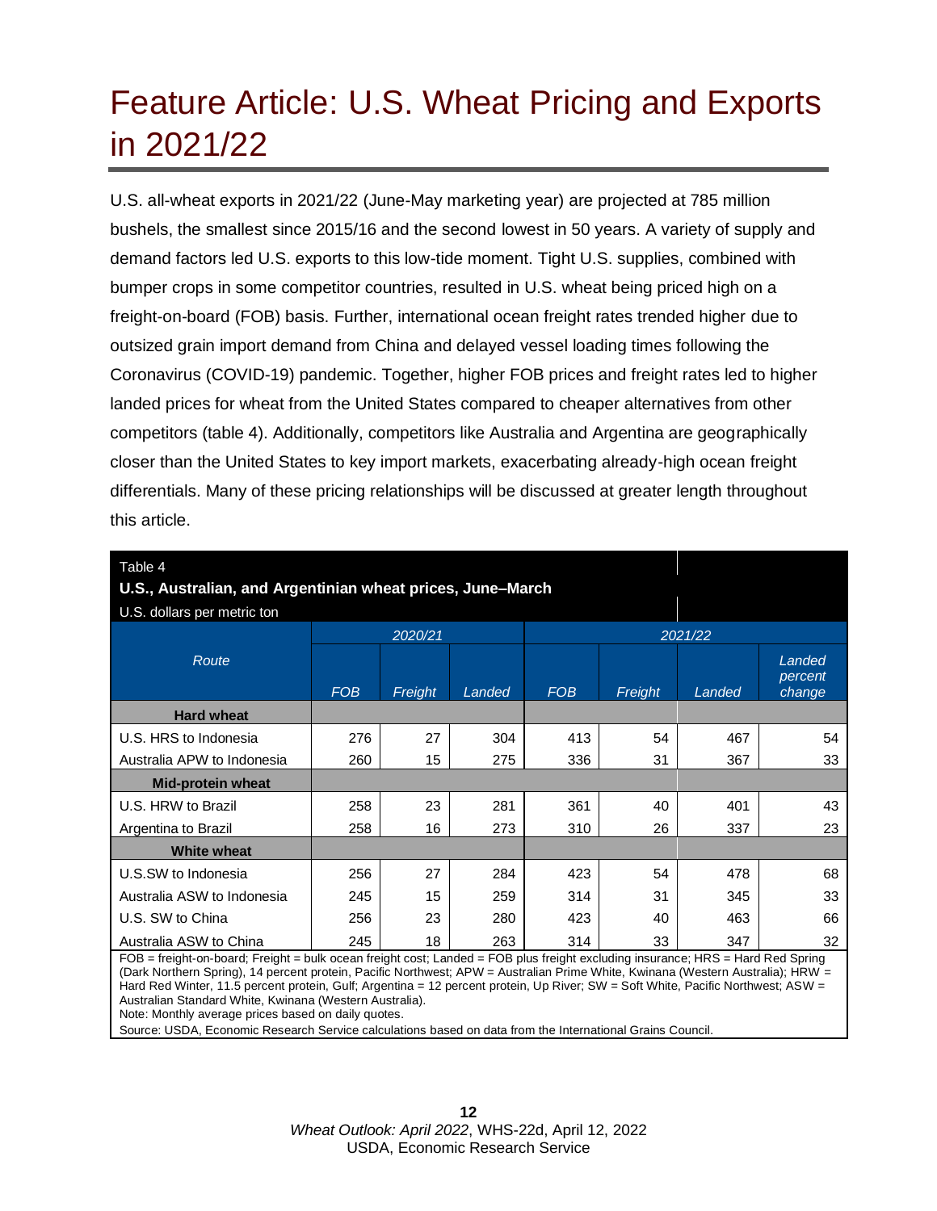# Feature Article: U.S. Wheat Pricing and Exports in 2021/22

U.S. all-wheat exports in 2021/22 (June-May marketing year) are projected at 785 million bushels, the smallest since 2015/16 and the second lowest in 50 years. A variety of supply and demand factors led U.S. exports to this low-tide moment. Tight U.S. supplies, combined with bumper crops in some competitor countries, resulted in U.S. wheat being priced high on a freight-on-board (FOB) basis. Further, international ocean freight rates trended higher due to outsized grain import demand from China and delayed vessel loading times following the Coronavirus (COVID-19) pandemic. Together, higher FOB prices and freight rates led to higher landed prices for wheat from the United States compared to cheaper alternatives from other competitors (table 4). Additionally, competitors like Australia and Argentina are geographically closer than the United States to key import markets, exacerbating already-high ocean freight differentials. Many of these pricing relationships will be discussed at greater length throughout this article.

Table 4

**U.S., Australian, and Argentinian wheat prices, June–March**

U.S. dollars per metric ton

| Route | 2020/21 | | | 2021/22 | | | |
|---|---|---|---|---|---|---|---|
| | FOB | Freight | Landed | FOB | Freight | Landed | Landed percent change |
| **Hard wheat** | | | | | | | |
| U.S. HRS to Indonesia | 276 | 27 | 304 | 413 | 54 | 467 | 54 |
| Australia APW to Indonesia | 260 | 15 | 275 | 336 | 31 | 367 | 33 |
| **Mid-protein wheat** | | | | | | | |
| U.S. HRW to Brazil | 258 | 23 | 281 | 361 | 40 | 401 | 43 |
| Argentina to Brazil | 258 | 16 | 273 | 310 | 26 | 337 | 23 |
| **White wheat** | | | | | | | |
| U.S.SW to Indonesia | 256 | 27 | 284 | 423 | 54 | 478 | 68 |
| Australia ASW to Indonesia | 245 | 15 | 259 | 314 | 31 | 345 | 33 |
| U.S. SW to China | 256 | 23 | 280 | 423 | 40 | 463 | 66 |
| Australia ASW to China | 245 | 18 | 263 | 314 | 33 | 347 | 32 |

FOB = freight-on-board; Freight = bulk ocean freight cost; Landed = FOB plus freight excluding insurance; HRS = Hard Red Spring (Dark Northern Spring), 14 percent protein, Pacific Northwest; APW = Australian Prime White, Kwinana (Western Australia); HRW = Hard Red Winter, 11.5 percent protein, Gulf; Argentina = 12 percent protein, Up River; SW = Soft White, Pacific Northwest; ASW = Australian Standard White, Kwinana (Western Australia).

Note: Monthly average prices based on daily quotes.

Source: USDA, Economic Research Service calculations based on data from the International Grains Council.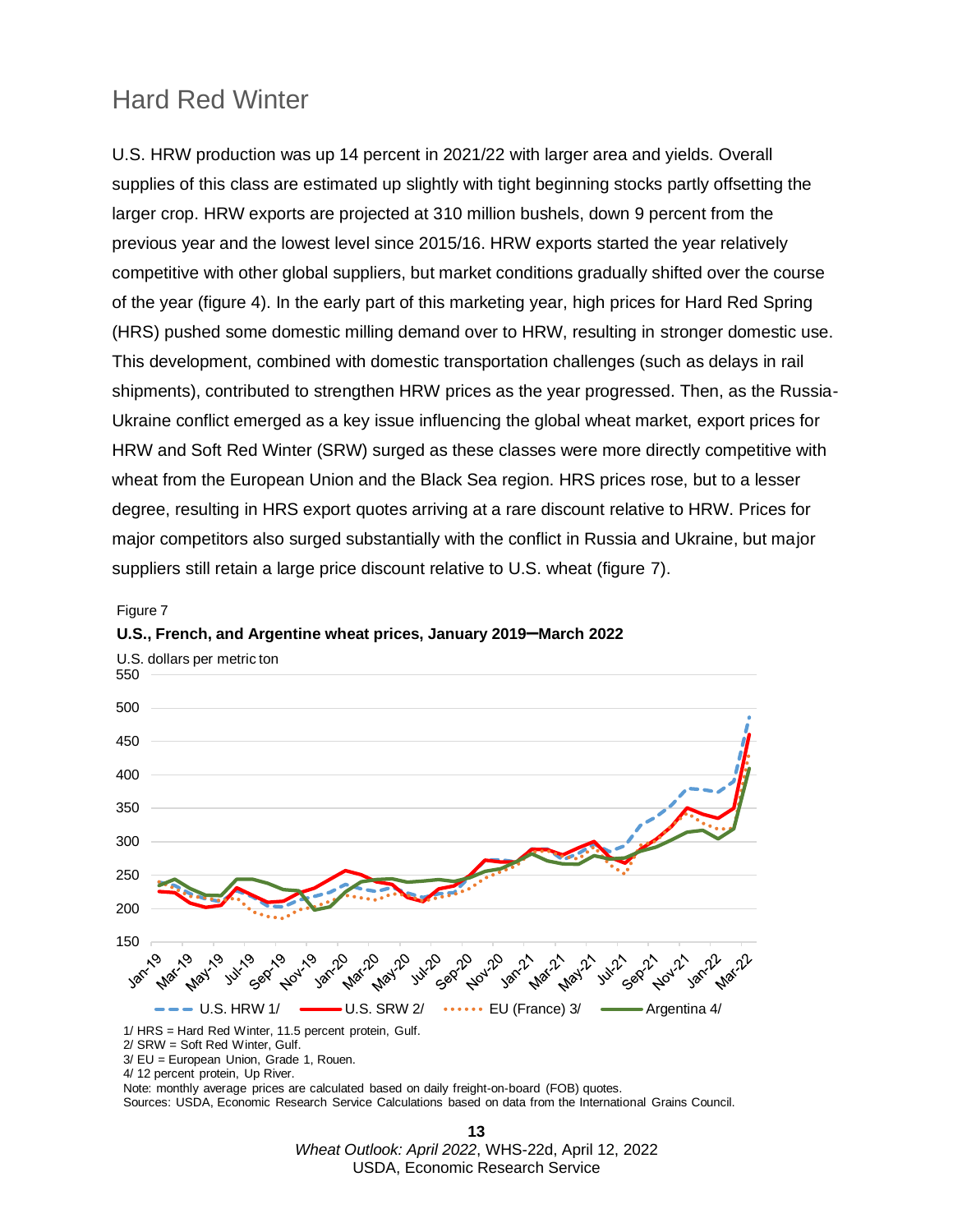## Hard Red Winter

U.S. HRW production was up 14 percent in 2021/22 with larger area and yields. Overall supplies of this class are estimated up slightly with tight beginning stocks partly offsetting the larger crop. HRW exports are projected at 310 million bushels, down 9 percent from the previous year and the lowest level since 2015/16. HRW exports started the year relatively competitive with other global suppliers, but market conditions gradually shifted over the course of the year (figure 4). In the early part of this marketing year, high prices for Hard Red Spring (HRS) pushed some domestic milling demand over to HRW, resulting in stronger domestic use. This development, combined with domestic transportation challenges (such as delays in rail shipments), contributed to strengthen HRW prices as the year progressed. Then, as the Russia-Ukraine conflict emerged as a key issue influencing the global wheat market, export prices for HRW and Soft Red Winter (SRW) surged as these classes were more directly competitive with wheat from the European Union and the Black Sea region. HRS prices rose, but to a lesser degree, resulting in HRS export quotes arriving at a rare discount relative to HRW. Prices for major competitors also surged substantially with the conflict in Russia and Ukraine, but major suppliers still retain a large price discount relative to U.S. wheat (figure 7).

Figure 7

**U.S., French, and Argentine wheat prices, January 2019–March 2022**

U.S. dollars per metric ton

1/ HRS = Hard Red Winter, 11.5 percent protein, Gulf.
2/ SRW = Soft Red Winter, Gulf.
3/ EU = European Union, Grade 1, Rouen.
4/ 12 percent protein, Up River.
Note: monthly average prices are calculated based on daily freight-on-board (FOB) quotes.
Sources: USDA, Economic Research Service Calculations based on data from the International Grains Council.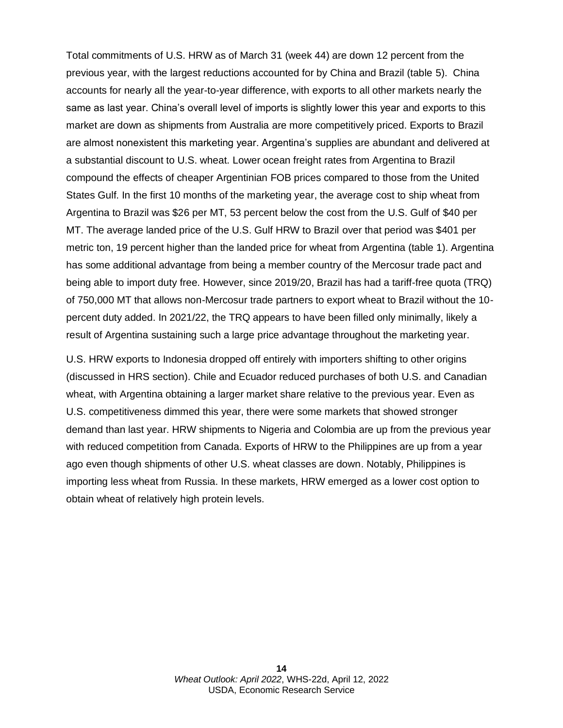Total commitments of U.S. HRW as of March 31 (week 44) are down 12 percent from the previous year, with the largest reductions accounted for by China and Brazil (table 5). China accounts for nearly all the year-to-year difference, with exports to all other markets nearly the same as last year. China's overall level of imports is slightly lower this year and exports to this market are down as shipments from Australia are more competitively priced. Exports to Brazil are almost nonexistent this marketing year. Argentina's supplies are abundant and delivered at a substantial discount to U.S. wheat. Lower ocean freight rates from Argentina to Brazil compound the effects of cheaper Argentinian FOB prices compared to those from the United States Gulf. In the first 10 months of the marketing year, the average cost to ship wheat from Argentina to Brazil was $26 per MT, 53 percent below the cost from the U.S. Gulf of $40 per MT. The average landed price of the U.S. Gulf HRW to Brazil over that period was $401 per metric ton, 19 percent higher than the landed price for wheat from Argentina (table 1). Argentina has some additional advantage from being a member country of the Mercosur trade pact and being able to import duty free. However, since 2019/20, Brazil has had a tariff-free quota (TRQ) of 750,000 MT that allows non-Mercosur trade partners to export wheat to Brazil without the 10-percent duty added. In 2021/22, the TRQ appears to have been filled only minimally, likely a result of Argentina sustaining such a large price advantage throughout the marketing year.

U.S. HRW exports to Indonesia dropped off entirely with importers shifting to other origins (discussed in HRS section). Chile and Ecuador reduced purchases of both U.S. and Canadian wheat, with Argentina obtaining a larger market share relative to the previous year. Even as U.S. competitiveness dimmed this year, there were some markets that showed stronger demand than last year. HRW shipments to Nigeria and Colombia are up from the previous year with reduced competition from Canada. Exports of HRW to the Philippines are up from a year ago even though shipments of other U.S. wheat classes are down. Notably, Philippines is importing less wheat from Russia. In these markets, HRW emerged as a lower cost option to obtain wheat of relatively high protein levels.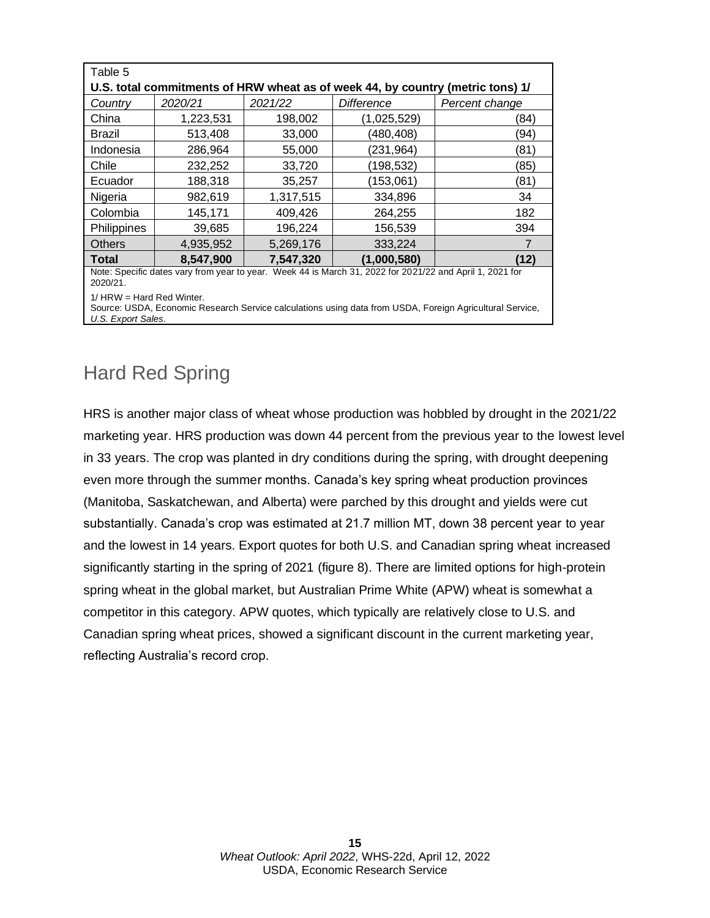Table 5

**U.S. total commitments of HRW wheat as of week 44, by country (metric tons) 1/**

| *Country* | *2020/21* | *2021/22* | *Difference* | *Percent change* |
|---|---|---|---|---|
| China | 1,223,531 | 198,002 | (1,025,529) | (84) |
| Brazil | 513,408 | 33,000 | (480,408) | (94) |
| Indonesia | 286,964 | 55,000 | (231,964) | (81) |
| Chile | 232,252 | 33,720 | (198,532) | (85) |
| Ecuador | 188,318 | 35,257 | (153,061) | (81) |
| Nigeria | 982,619 | 1,317,515 | 334,896 | 34 |
| Colombia | 145,171 | 409,426 | 264,255 | 182 |
| Philippines | 39,685 | 196,224 | 156,539 | 394 |
| Others | 4,935,952 | 5,269,176 | 333,224 | 7 |
| **Total** | **8,547,900** | **7,547,320** | **(1,000,580)** | **(12)** |

Note: Specific dates vary from year to year. Week 44 is March 31, 2022 for 2021/22 and April 1, 2021 for 2020/21.

1/ HRW = Hard Red Winter.

Source: USDA, Economic Research Service calculations using data from USDA, Foreign Agricultural Service, *U.S. Export Sales*.

## Hard Red Spring

HRS is another major class of wheat whose production was hobbled by drought in the 2021/22 marketing year. HRS production was down 44 percent from the previous year to the lowest level in 33 years. The crop was planted in dry conditions during the spring, with drought deepening even more through the summer months. Canada's key spring wheat production provinces (Manitoba, Saskatchewan, and Alberta) were parched by this drought and yields were cut substantially. Canada's crop was estimated at 21.7 million MT, down 38 percent year to year and the lowest in 14 years. Export quotes for both U.S. and Canadian spring wheat increased significantly starting in the spring of 2021 (figure 8). There are limited options for high-protein spring wheat in the global market, but Australian Prime White (APW) wheat is somewhat a competitor in this category. APW quotes, which typically are relatively close to U.S. and Canadian spring wheat prices, showed a significant discount in the current marketing year, reflecting Australia's record crop.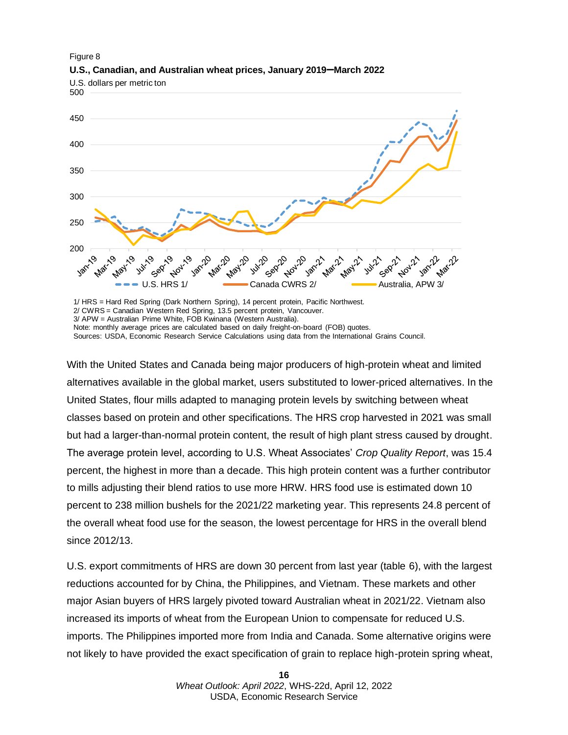Figure 8

**U.S., Canadian, and Australian wheat prices, January 2019–March 2022**

1/ HRS = Hard Red Spring (Dark Northern Spring), 14 percent protein, Pacific Northwest.
2/ CWRS = Canadian Western Red Spring, 13.5 percent protein, Vancouver.
3/ APW = Australian Prime White, FOB Kwinana (Western Australia).
Note: monthly average prices are calculated based on daily freight-on-board (FOB) quotes.
Sources: USDA, Economic Research Service Calculations using data from the International Grains Council.

With the United States and Canada being major producers of high-protein wheat and limited alternatives available in the global market, users substituted to lower-priced alternatives. In the United States, flour mills adapted to managing protein levels by switching between wheat classes based on protein and other specifications. The HRS crop harvested in 2021 was small but had a larger-than-normal protein content, the result of high plant stress caused by drought. The average protein level, according to U.S. Wheat Associates' *Crop Quality Report*, was 15.4 percent, the highest in more than a decade. This high protein content was a further contributor to mills adjusting their blend ratios to use more HRW. HRS food use is estimated down 10 percent to 238 million bushels for the 2021/22 marketing year. This represents 24.8 percent of the overall wheat food use for the season, the lowest percentage for HRS in the overall blend since 2012/13.

U.S. export commitments of HRS are down 30 percent from last year (table 6), with the largest reductions accounted for by China, the Philippines, and Vietnam. These markets and other major Asian buyers of HRS largely pivoted toward Australian wheat in 2021/22. Vietnam also increased its imports of wheat from the European Union to compensate for reduced U.S. imports. The Philippines imported more from India and Canada. Some alternative origins were not likely to have provided the exact specification of grain to replace high-protein spring wheat,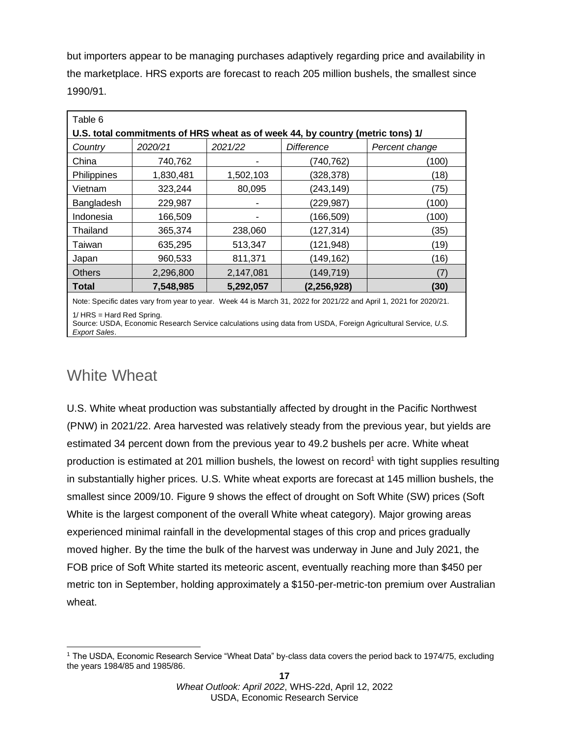but importers appear to be managing purchases adaptively regarding price and availability in the marketplace. HRS exports are forecast to reach 205 million bushels, the smallest since 1990/91.

Table 6

**U.S. total commitments of HRS wheat as of week 44, by country (metric tons) 1/**

| *Country* | *2020/21* | *2021/22* | *Difference* | *Percent change* |
|---|---|---|---|---|
| China | 740,762 | - | (740,762) | (100) |
| Philippines | 1,830,481 | 1,502,103 | (328,378) | (18) |
| Vietnam | 323,244 | 80,095 | (243,149) | (75) |
| Bangladesh | 229,987 | - | (229,987) | (100) |
| Indonesia | 166,509 | - | (166,509) | (100) |
| Thailand | 365,374 | 238,060 | (127,314) | (35) |
| Taiwan | 635,295 | 513,347 | (121,948) | (19) |
| Japan | 960,533 | 811,371 | (149,162) | (16) |
| Others | 2,296,800 | 2,147,081 | (149,719) | (7) |
| **Total** | **7,548,985** | **5,292,057** | **(2,256,928)** | **(30)** |

Note: Specific dates vary from year to year. Week 44 is March 31, 2022 for 2021/22 and April 1, 2021 for 2020/21.

1/ HRS = Hard Red Spring.

Source: USDA, Economic Research Service calculations using data from USDA, Foreign Agricultural Service, *U.S. Export Sales*.

## White Wheat

U.S. White wheat production was substantially affected by drought in the Pacific Northwest (PNW) in 2021/22. Area harvested was relatively steady from the previous year, but yields are estimated 34 percent down from the previous year to 49.2 bushels per acre. White wheat production is estimated at 201 million bushels, the lowest on record[1] with tight supplies resulting in substantially higher prices. U.S. White wheat exports are forecast at 145 million bushels, the smallest since 2009/10. Figure 9 shows the effect of drought on Soft White (SW) prices (Soft White is the largest component of the overall White wheat category). Major growing areas experienced minimal rainfall in the developmental stages of this crop and prices gradually moved higher. By the time the bulk of the harvest was underway in June and July 2021, the FOB price of Soft White started its meteoric ascent, eventually reaching more than $450 per metric ton in September, holding approximately a $150-per-metric-ton premium over Australian wheat.

[1] The USDA, Economic Research Service "Wheat Data" by-class data covers the period back to 1974/75, excluding the years 1984/85 and 1985/86.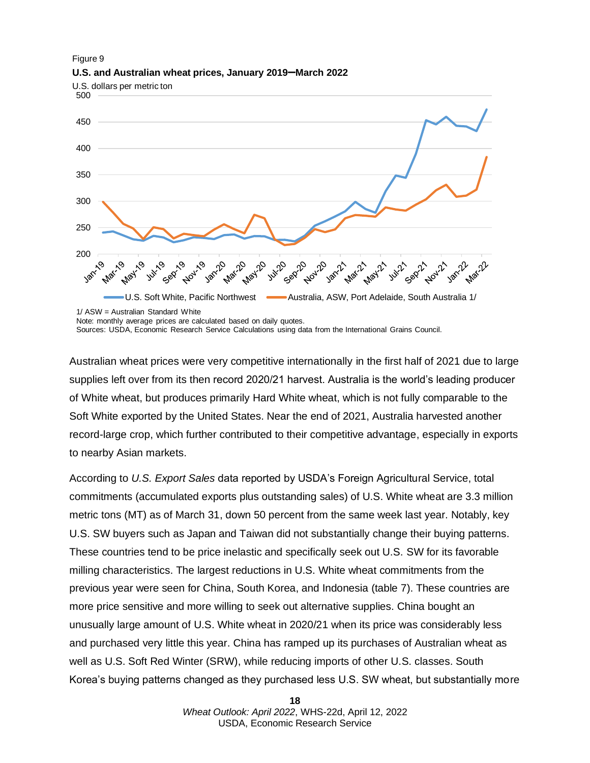Figure 9

**U.S. and Australian wheat prices, January 2019–March 2022**

U.S. dollars per metric ton

1/ ASW = Australian Standard White

Note: monthly average prices are calculated based on daily quotes.

Sources: USDA, Economic Research Service Calculations using data from the International Grains Council.

Australian wheat prices were very competitive internationally in the first half of 2021 due to large supplies left over from its then record 2020/21 harvest. Australia is the world's leading producer of White wheat, but produces primarily Hard White wheat, which is not fully comparable to the Soft White exported by the United States. Near the end of 2021, Australia harvested another record-large crop, which further contributed to their competitive advantage, especially in exports to nearby Asian markets.

According to *U.S. Export Sales* data reported by USDA's Foreign Agricultural Service, total commitments (accumulated exports plus outstanding sales) of U.S. White wheat are 3.3 million metric tons (MT) as of March 31, down 50 percent from the same week last year. Notably, key U.S. SW buyers such as Japan and Taiwan did not substantially change their buying patterns. These countries tend to be price inelastic and specifically seek out U.S. SW for its favorable milling characteristics. The largest reductions in U.S. White wheat commitments from the previous year were seen for China, South Korea, and Indonesia (table 7). These countries are more price sensitive and more willing to seek out alternative supplies. China bought an unusually large amount of U.S. White wheat in 2020/21 when its price was considerably less and purchased very little this year. China has ramped up its purchases of Australian wheat as well as U.S. Soft Red Winter (SRW), while reducing imports of other U.S. classes. South Korea's buying patterns changed as they purchased less U.S. SW wheat, but substantially more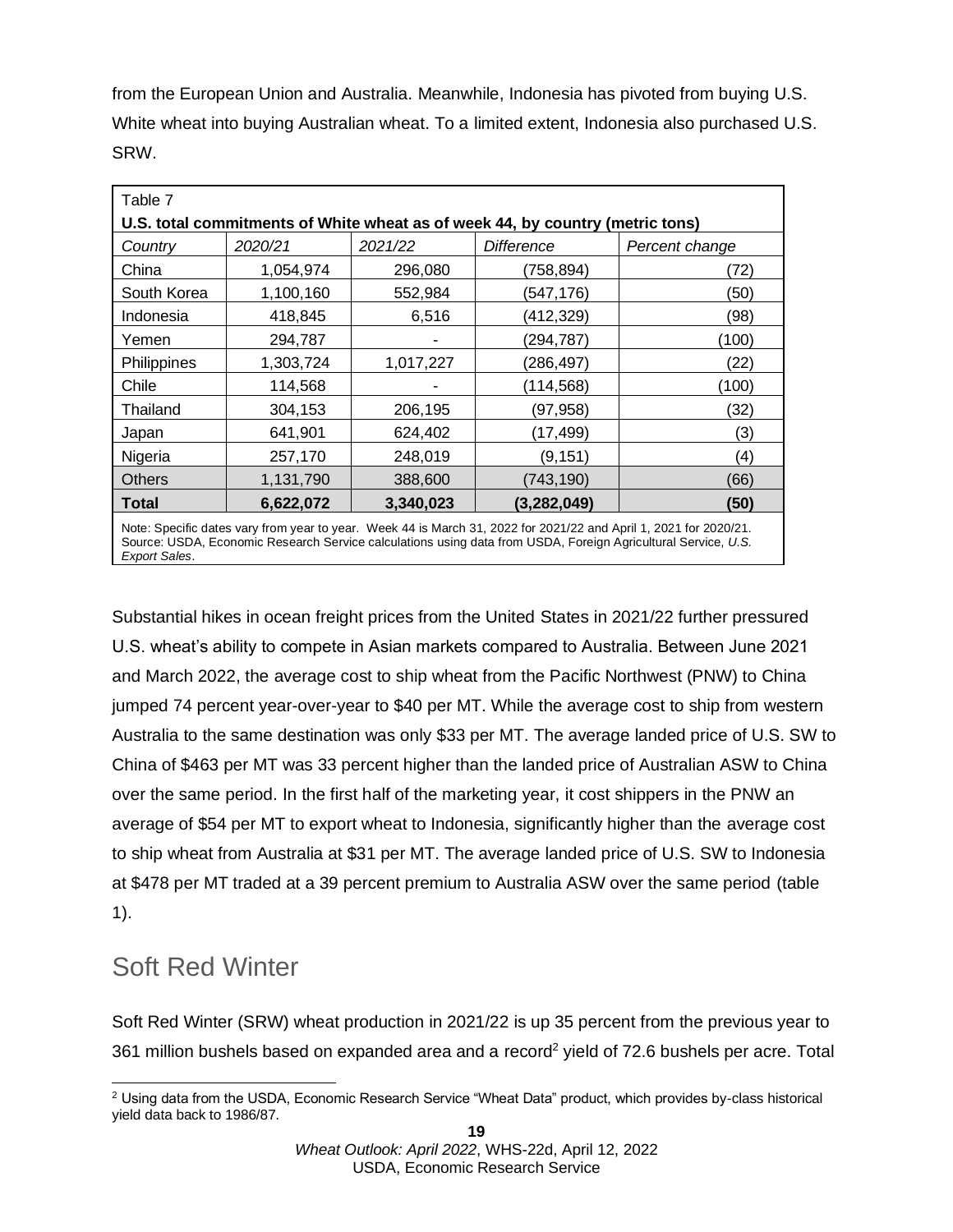from the European Union and Australia. Meanwhile, Indonesia has pivoted from buying U.S. White wheat into buying Australian wheat. To a limited extent, Indonesia also purchased U.S. SRW.

Table 7

**U.S. total commitments of White wheat as of week 44, by country (metric tons)**

| *Country* | *2020/21* | *2021/22* | *Difference* | *Percent change* |
|---|---|---|---|---|
| China | 1,054,974 | 296,080 | (758,894) | (72) |
| South Korea | 1,100,160 | 552,984 | (547,176) | (50) |
| Indonesia | 418,845 | 6,516 | (412,329) | (98) |
| Yemen | 294,787 | - | (294,787) | (100) |
| Philippines | 1,303,724 | 1,017,227 | (286,497) | (22) |
| Chile | 114,568 | - | (114,568) | (100) |
| Thailand | 304,153 | 206,195 | (97,958) | (32) |
| Japan | 641,901 | 624,402 | (17,499) | (3) |
| Nigeria | 257,170 | 248,019 | (9,151) | (4) |
| Others | 1,131,790 | 388,600 | (743,190) | (66) |
| **Total** | **6,622,072** | **3,340,023** | **(3,282,049)** | **(50)** |

Note: Specific dates vary from year to year. Week 44 is March 31, 2022 for 2021/22 and April 1, 2021 for 2020/21. Source: USDA, Economic Research Service calculations using data from USDA, Foreign Agricultural Service, *U.S. Export Sales*.

Substantial hikes in ocean freight prices from the United States in 2021/22 further pressured U.S. wheat's ability to compete in Asian markets compared to Australia. Between June 2021 and March 2022, the average cost to ship wheat from the Pacific Northwest (PNW) to China jumped 74 percent year-over-year to $40 per MT. While the average cost to ship from western Australia to the same destination was only $33 per MT. The average landed price of U.S. SW to China of $463 per MT was 33 percent higher than the landed price of Australian ASW to China over the same period. In the first half of the marketing year, it cost shippers in the PNW an average of $54 per MT to export wheat to Indonesia, significantly higher than the average cost to ship wheat from Australia at $31 per MT. The average landed price of U.S. SW to Indonesia at $478 per MT traded at a 39 percent premium to Australia ASW over the same period (table 1).

## Soft Red Winter

Soft Red Winter (SRW) wheat production in 2021/22 is up 35 percent from the previous year to 361 million bushels based on expanded area and a record[2] yield of 72.6 bushels per acre. Total

[2] Using data from the USDA, Economic Research Service "Wheat Data" product, which provides by-class historical yield data back to 1986/87.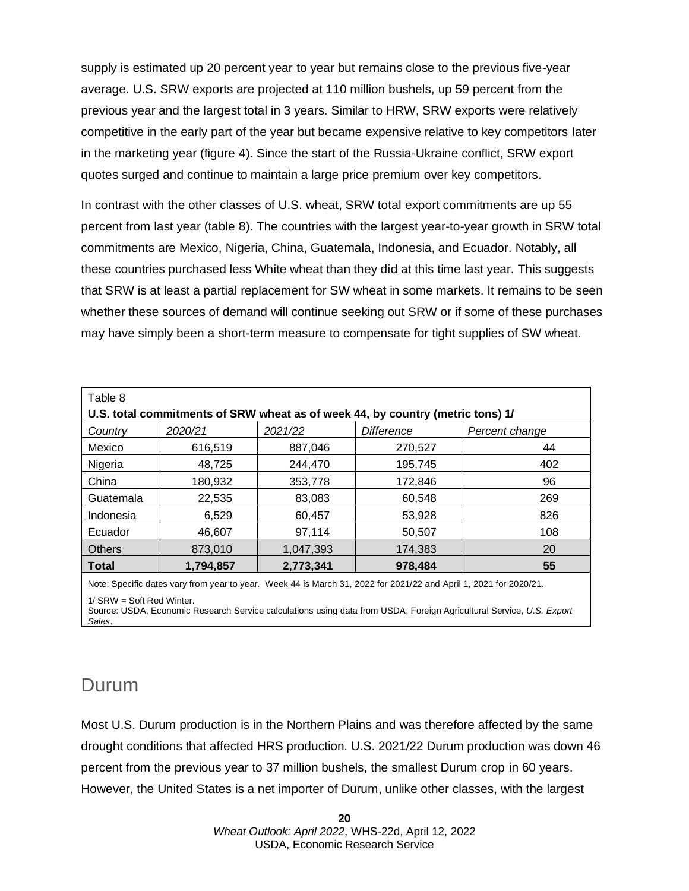supply is estimated up 20 percent year to year but remains close to the previous five-year average. U.S. SRW exports are projected at 110 million bushels, up 59 percent from the previous year and the largest total in 3 years. Similar to HRW, SRW exports were relatively competitive in the early part of the year but became expensive relative to key competitors later in the marketing year (figure 4). Since the start of the Russia-Ukraine conflict, SRW export quotes surged and continue to maintain a large price premium over key competitors.

In contrast with the other classes of U.S. wheat, SRW total export commitments are up 55 percent from last year (table 8). The countries with the largest year-to-year growth in SRW total commitments are Mexico, Nigeria, China, Guatemala, Indonesia, and Ecuador. Notably, all these countries purchased less White wheat than they did at this time last year. This suggests that SRW is at least a partial replacement for SW wheat in some markets. It remains to be seen whether these sources of demand will continue seeking out SRW or if some of these purchases may have simply been a short-term measure to compensate for tight supplies of SW wheat.

Table 8

**U.S. total commitments of SRW wheat as of week 44, by country (metric tons) 1/**

| *Country* | *2020/21* | *2021/22* | *Difference* | *Percent change* |
|---|---|---|---|---|
| Mexico | 616,519 | 887,046 | 270,527 | 44 |
| Nigeria | 48,725 | 244,470 | 195,745 | 402 |
| China | 180,932 | 353,778 | 172,846 | 96 |
| Guatemala | 22,535 | 83,083 | 60,548 | 269 |
| Indonesia | 6,529 | 60,457 | 53,928 | 826 |
| Ecuador | 46,607 | 97,114 | 50,507 | 108 |
| Others | 873,010 | 1,047,393 | 174,383 | 20 |
| **Total** | **1,794,857** | **2,773,341** | **978,484** | **55** |

Note: Specific dates vary from year to year. Week 44 is March 31, 2022 for 2021/22 and April 1, 2021 for 2020/21.

1/ SRW = Soft Red Winter.
Source: USDA, Economic Research Service calculations using data from USDA, Foreign Agricultural Service, *U.S. Export Sales*.

## Durum

Most U.S. Durum production is in the Northern Plains and was therefore affected by the same drought conditions that affected HRS production. U.S. 2021/22 Durum production was down 46 percent from the previous year to 37 million bushels, the smallest Durum crop in 60 years. However, the United States is a net importer of Durum, unlike other classes, with the largest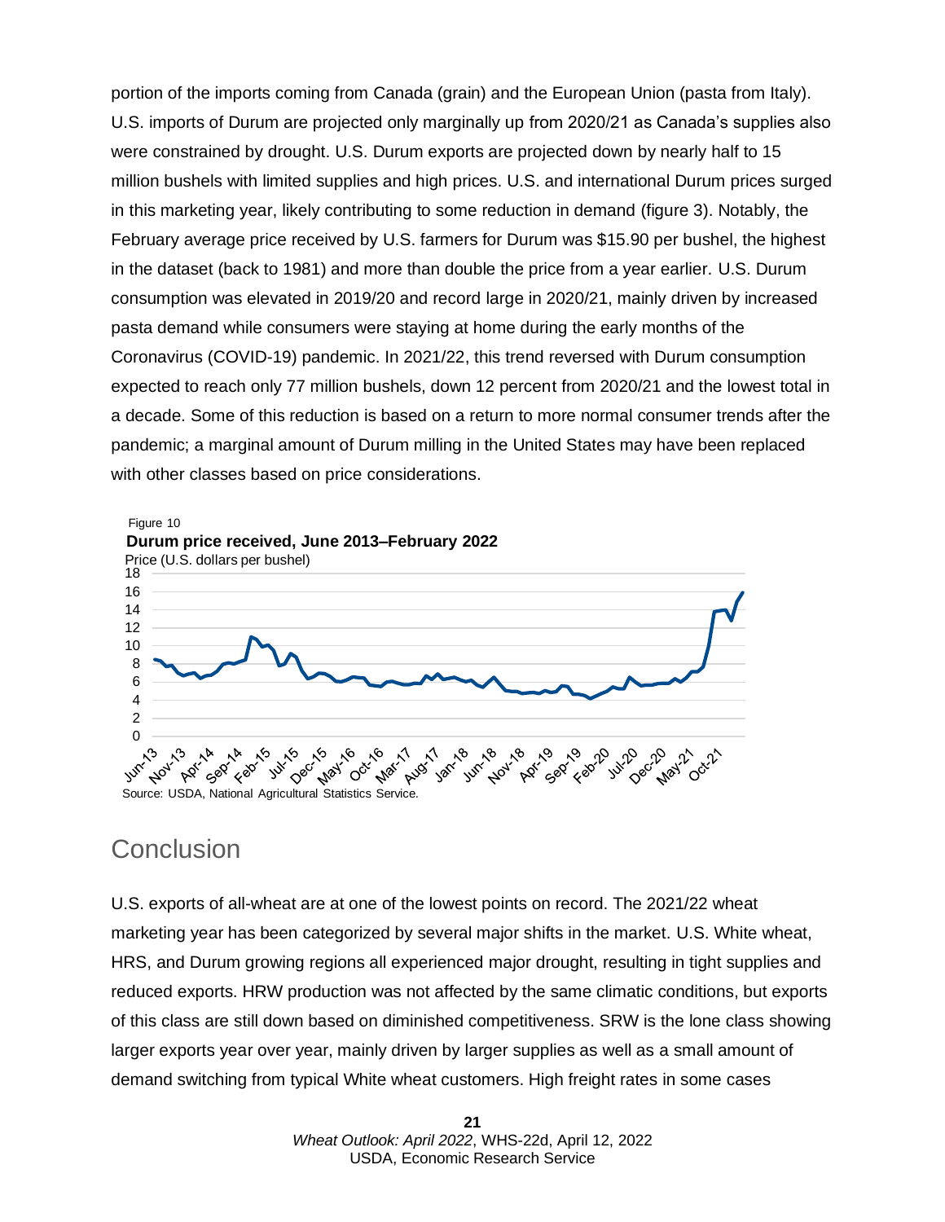portion of the imports coming from Canada (grain) and the European Union (pasta from Italy). U.S. imports of Durum are projected only marginally up from 2020/21 as Canada's supplies also were constrained by drought. U.S. Durum exports are projected down by nearly half to 15 million bushels with limited supplies and high prices. U.S. and international Durum prices surged in this marketing year, likely contributing to some reduction in demand (figure 3). Notably, the February average price received by U.S. farmers for Durum was $15.90 per bushel, the highest in the dataset (back to 1981) and more than double the price from a year earlier. U.S. Durum consumption was elevated in 2019/20 and record large in 2020/21, mainly driven by increased pasta demand while consumers were staying at home during the early months of the Coronavirus (COVID-19) pandemic. In 2021/22, this trend reversed with Durum consumption expected to reach only 77 million bushels, down 12 percent from 2020/21 and the lowest total in a decade. Some of this reduction is based on a return to more normal consumer trends after the pandemic; a marginal amount of Durum milling in the United States may have been replaced with other classes based on price considerations.

Figure 10
**Durum price received, June 2013–February 2022**
Price (U.S. dollars per bushel)

Source: USDA, National Agricultural Statistics Service.

## Conclusion

U.S. exports of all-wheat are at one of the lowest points on record. The 2021/22 wheat marketing year has been categorized by several major shifts in the market. U.S. White wheat, HRS, and Durum growing regions all experienced major drought, resulting in tight supplies and reduced exports. HRW production was not affected by the same climatic conditions, but exports of this class are still down based on diminished competitiveness. SRW is the lone class showing larger exports year over year, mainly driven by larger supplies as well as a small amount of demand switching from typical White wheat customers. High freight rates in some cases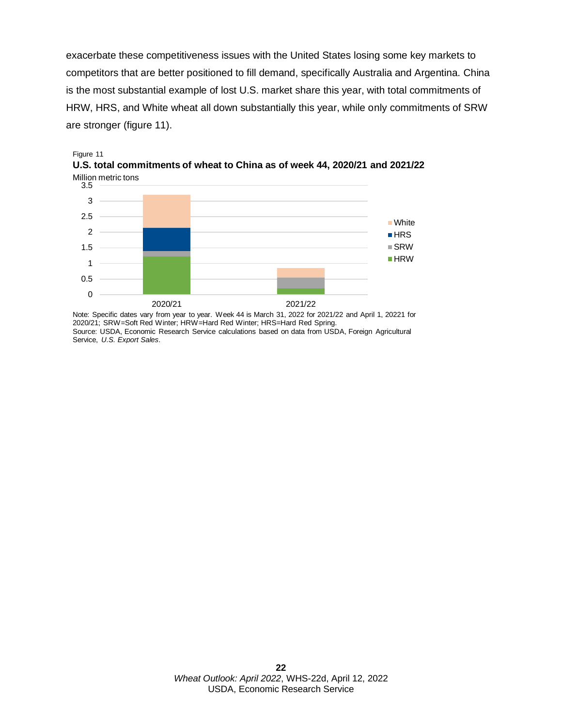exacerbate these competitiveness issues with the United States losing some key markets to competitors that are better positioned to fill demand, specifically Australia and Argentina. China is the most substantial example of lost U.S. market share this year, with total commitments of HRW, HRS, and White wheat all down substantially this year, while only commitments of SRW are stronger (figure 11).

Figure 11

**U.S. total commitments of wheat to China as of week 44, 2020/21 and 2021/22**

Note: Specific dates vary from year to year. Week 44 is March 31, 2022 for 2021/22 and April 1, 20221 for 2020/21; SRW=Soft Red Winter; HRW=Hard Red Winter; HRS=Hard Red Spring.

Source: USDA, Economic Research Service calculations based on data from USDA, Foreign Agricultural Service, *U.S. Export Sales*.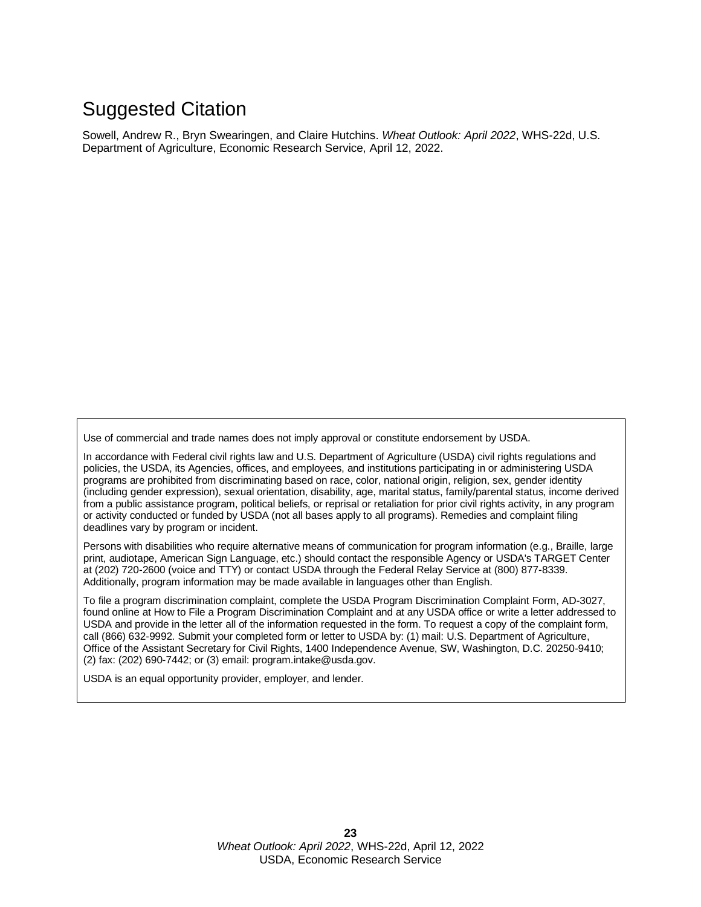# Suggested Citation

Sowell, Andrew R., Bryn Swearingen, and Claire Hutchins. *Wheat Outlook: April 2022*, WHS-22d, U.S. Department of Agriculture, Economic Research Service, April 12, 2022.

Use of commercial and trade names does not imply approval or constitute endorsement by USDA.

In accordance with Federal civil rights law and U.S. Department of Agriculture (USDA) civil rights regulations and policies, the USDA, its Agencies, offices, and employees, and institutions participating in or administering USDA programs are prohibited from discriminating based on race, color, national origin, religion, sex, gender identity (including gender expression), sexual orientation, disability, age, marital status, family/parental status, income derived from a public assistance program, political beliefs, or reprisal or retaliation for prior civil rights activity, in any program or activity conducted or funded by USDA (not all bases apply to all programs). Remedies and complaint filing deadlines vary by program or incident.

Persons with disabilities who require alternative means of communication for program information (e.g., Braille, large print, audiotape, American Sign Language, etc.) should contact the responsible Agency or USDA's TARGET Center at (202) 720-2600 (voice and TTY) or contact USDA through the Federal Relay Service at (800) 877-8339. Additionally, program information may be made available in languages other than English.

To file a program discrimination complaint, complete the USDA Program Discrimination Complaint Form, AD-3027, found online at How to File a Program Discrimination Complaint and at any USDA office or write a letter addressed to USDA and provide in the letter all of the information requested in the form. To request a copy of the complaint form, call (866) 632-9992. Submit your completed form or letter to USDA by: (1) mail: U.S. Department of Agriculture, Office of the Assistant Secretary for Civil Rights, 1400 Independence Avenue, SW, Washington, D.C. 20250-9410; (2) fax: (202) 690-7442; or (3) email: program.intake@usda.gov.

USDA is an equal opportunity provider, employer, and lender.